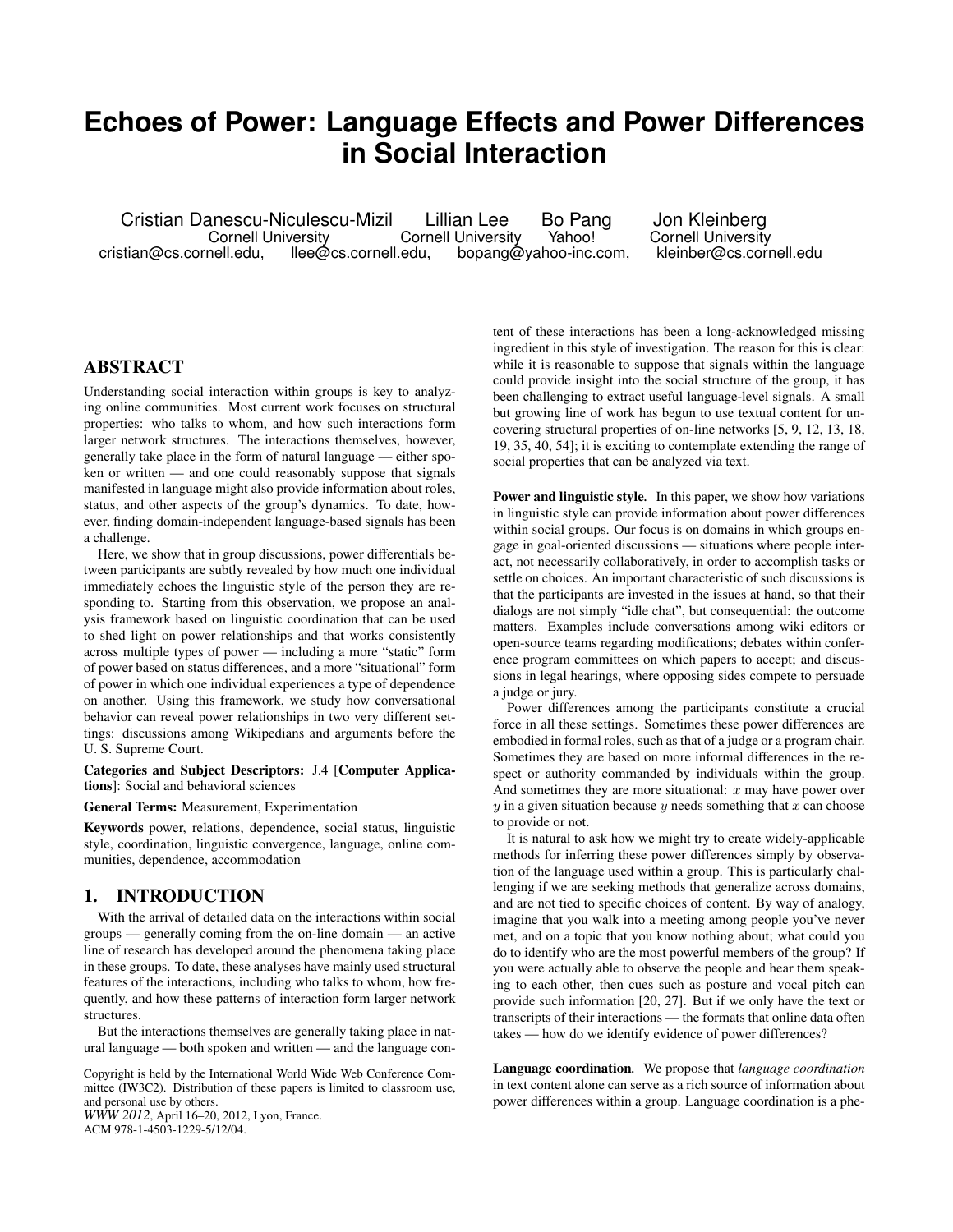# Echoes of Power: Language Effects and Power Differences in Social Interaction

Cristian Danescu-Niculescu-Mizil, Cornell University, cristian@cs.cornell.edu
Lillian Lee, Cornell University, llee@cs.cornell.edu
Bo Pang, Yahoo!, bopang@yahoo-inc.com
Jon Kleinberg, Cornell University, kleinber@cs.cornell.edu

## ABSTRACT

Understanding social interaction within groups is key to analyzing online communities. Most current work focuses on structural properties: who talks to whom, and how such interactions form larger network structures. The interactions themselves, however, generally take place in the form of natural language — either spoken or written — and one could reasonably suppose that signals manifested in language might also provide information about roles, status, and other aspects of the group's dynamics. To date, however, finding domain-independent language-based signals has been a challenge.

Here, we show that in group discussions, power differentials between participants are subtly revealed by how much one individual immediately echoes the linguistic style of the person they are responding to. Starting from this observation, we propose an analysis framework based on linguistic coordination that can be used to shed light on power relationships and that works consistently across multiple types of power — including a more "static" form of power based on status differences, and a more "situational" form of power in which one individual experiences a type of dependence on another. Using this framework, we study how conversational behavior can reveal power relationships in two very different settings: discussions among Wikipedians and arguments before the U. S. Supreme Court.

**Categories and Subject Descriptors:** J.4 [**Computer Applications**]: Social and behavioral sciences

**General Terms:** Measurement, Experimentation

**Keywords** power, relations, dependence, social status, linguistic style, coordination, linguistic convergence, language, online communities, dependence, accommodation

## 1. INTRODUCTION

With the arrival of detailed data on the interactions within social groups — generally coming from the on-line domain — an active line of research has developed around the phenomena taking place in these groups. To date, these analyses have mainly used structural features of the interactions, including who talks to whom, how frequently, and how these patterns of interaction form larger network structures.

But the interactions themselves are generally taking place in natural language — both spoken and written — and the language content of these interactions has been a long-acknowledged missing ingredient in this style of investigation. The reason for this is clear: while it is reasonable to suppose that signals within the language could provide insight into the social structure of the group, it has been challenging to extract useful language-level signals. A small but growing line of work has begun to use textual content for uncovering structural properties of on-line networks [5, 9, 12, 13, 18, 19, 35, 40, 54]; it is exciting to contemplate extending the range of social properties that can be analyzed via text.

**Power and linguistic style.** In this paper, we show how variations in linguistic style can provide information about power differences within social groups. Our focus is on domains in which groups engage in goal-oriented discussions — situations where people interact, not necessarily collaboratively, in order to accomplish tasks or settle on choices. An important characteristic of such discussions is that the participants are invested in the issues at hand, so that their dialogs are not simply "idle chat", but consequential: the outcome matters. Examples include conversations among wiki editors or open-source teams regarding modifications; debates within conference program committees on which papers to accept; and discussions in legal hearings, where opposing sides compete to persuade a judge or jury.

Power differences among the participants constitute a crucial force in all these settings. Sometimes these power differences are embodied in formal roles, such as that of a judge or a program chair. Sometimes they are based on more informal differences in the respect or authority commanded by individuals within the group. And sometimes they are more situational: $x$ may have power over $y$ in a given situation because $y$ needs something that $x$ can choose to provide or not.

It is natural to ask how we might try to create widely-applicable methods for inferring these power differences simply by observation of the language used within a group. This is particularly challenging if we are seeking methods that generalize across domains, and are not tied to specific choices of content. By way of analogy, imagine that you walk into a meeting among people you've never met, and on a topic that you know nothing about; what could you do to identify who are the most powerful members of the group? If you were actually able to observe the people and hear them speaking to each other, then cues such as posture and vocal pitch can provide such information [20, 27]. But if we only have the text or transcripts of their interactions — the formats that online data often takes — how do we identify evidence of power differences?

**Language coordination.** We propose that *language coordination* in text content alone can serve as a rich source of information about power differences within a group. Language coordination is a phe-

Copyright is held by the International World Wide Web Conference Committee (IW3C2). Distribution of these papers is limited to classroom use, and personal use by others.
*WWW 2012*, April 16–20, 2012, Lyon, France.
ACM 978-1-4503-1229-5/12/04.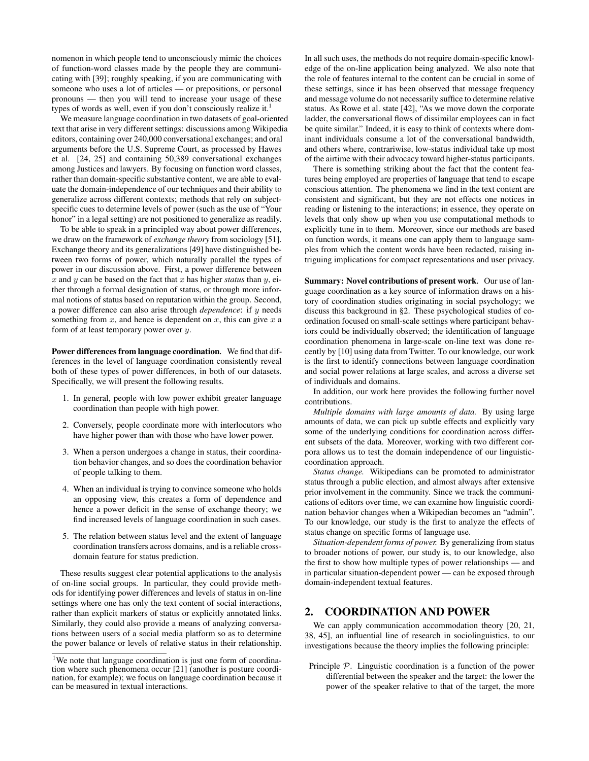nomenon in which people tend to unconsciously mimic the choices of function-word classes made by the people they are communicating with [39]; roughly speaking, if you are communicating with someone who uses a lot of articles — or prepositions, or personal pronouns — then you will tend to increase your usage of these types of words as well, even if you don't consciously realize it.[1]

We measure language coordination in two datasets of goal-oriented text that arise in very different settings: discussions among Wikipedia editors, containing over 240,000 conversational exchanges; and oral arguments before the U.S. Supreme Court, as processed by Hawes et al. [24, 25] and containing 50,389 conversational exchanges among Justices and lawyers. By focusing on function word classes, rather than domain-specific substantive content, we are able to evaluate the domain-independence of our techniques and their ability to generalize across different contexts; methods that rely on subject-specific cues to determine levels of power (such as the use of "Your honor" in a legal setting) are not positioned to generalize as readily.

To be able to speak in a principled way about power differences, we draw on the framework of *exchange theory* from sociology [51]. Exchange theory and its generalizations [49] have distinguished between two forms of power, which naturally parallel the types of power in our discussion above. First, a power difference between $x$ and $y$ can be based on the fact that $x$ has higher *status* than $y$, either through a formal designation of status, or through more informal notions of status based on reputation within the group. Second, a power difference can also arise through *dependence*: if $y$ needs something from $x$, and hence is dependent on $x$, this can give $x$ a form of at least temporary power over $y$.

**Power differences from language coordination.** We find that differences in the level of language coordination consistently reveal both of these types of power differences, in both of our datasets. Specifically, we will present the following results.

1. In general, people with low power exhibit greater language coordination than people with high power.
2. Conversely, people coordinate more with interlocutors who have higher power than with those who have lower power.
3. When a person undergoes a change in status, their coordination behavior changes, and so does the coordination behavior of people talking to them.
4. When an individual is trying to convince someone who holds an opposing view, this creates a form of dependence and hence a power deficit in the sense of exchange theory; we find increased levels of language coordination in such cases.
5. The relation between status level and the extent of language coordination transfers across domains, and is a reliable cross-domain feature for status prediction.

These results suggest clear potential applications to the analysis of on-line social groups. In particular, they could provide methods for identifying power differences and levels of status in on-line settings where one has only the text content of social interactions, rather than explicit markers of status or explicitly annotated links. Similarly, they could also provide a means of analyzing conversations between users of a social media platform so as to determine the power balance or levels of relative status in their relationship.

[1]We note that language coordination is just one form of coordination where such phenomena occur [21] (another is posture coordination, for example); we focus on language coordination because it can be measured in textual interactions.

In all such uses, the methods do not require domain-specific knowledge of the on-line application being analyzed. We also note that the role of features internal to the content can be crucial in some of these settings, since it has been observed that message frequency and message volume do not necessarily suffice to determine relative status. As Rowe et al. state [42], "As we move down the corporate ladder, the conversational flows of dissimilar employees can in fact be quite similar." Indeed, it is easy to think of contexts where dominant individuals consume a lot of the conversational bandwidth, and others where, contrariwise, low-status individual take up most of the airtime with their advocacy toward higher-status participants.

There is something striking about the fact that the content features being employed are properties of language that tend to escape conscious attention. The phenomena we find in the text content are consistent and significant, but they are not effects one notices in reading or listening to the interactions; in essence, they operate on levels that only show up when you use computational methods to explicitly tune in to them. Moreover, since our methods are based on function words, it means one can apply them to language samples from which the content words have been redacted, raising intriguing implications for compact representations and user privacy.

**Summary: Novel contributions of present work.** Our use of language coordination as a key source of information draws on a history of coordination studies originating in social psychology; we discuss this background in §2. These psychological studies of coordination focused on small-scale settings where participant behaviors could be individually observed; the identification of language coordination phenomena in large-scale on-line text was done recently by [10] using data from Twitter. To our knowledge, our work is the first to identify connections between language coordination and social power relations at large scales, and across a diverse set of individuals and domains.

In addition, our work here provides the following further novel contributions.

*Multiple domains with large amounts of data.* By using large amounts of data, we can pick up subtle effects and explicitly vary some of the underlying conditions for coordination across different subsets of the data. Moreover, working with two different corpora allows us to test the domain independence of our linguistic-coordination approach.

*Status change.* Wikipedians can be promoted to administrator status through a public election, and almost always after extensive prior involvement in the community. Since we track the communications of editors over time, we can examine how linguistic coordination behavior changes when a Wikipedian becomes an "admin". To our knowledge, our study is the first to analyze the effects of status change on specific forms of language use.

*Situation-dependent forms of power.* By generalizing from status to broader notions of power, our study is, to our knowledge, also the first to show how multiple types of power relationships — and in particular situation-dependent power — can be exposed through domain-independent textual features.

## 2. COORDINATION AND POWER

We can apply communication accommodation theory [20, 21, 38, 45], an influential line of research in sociolinguistics, to our investigations because the theory implies the following principle:

Principle $\mathcal{P}$. Linguistic coordination is a function of the power differential between the speaker and the target: the lower the power of the speaker relative to that of the target, the more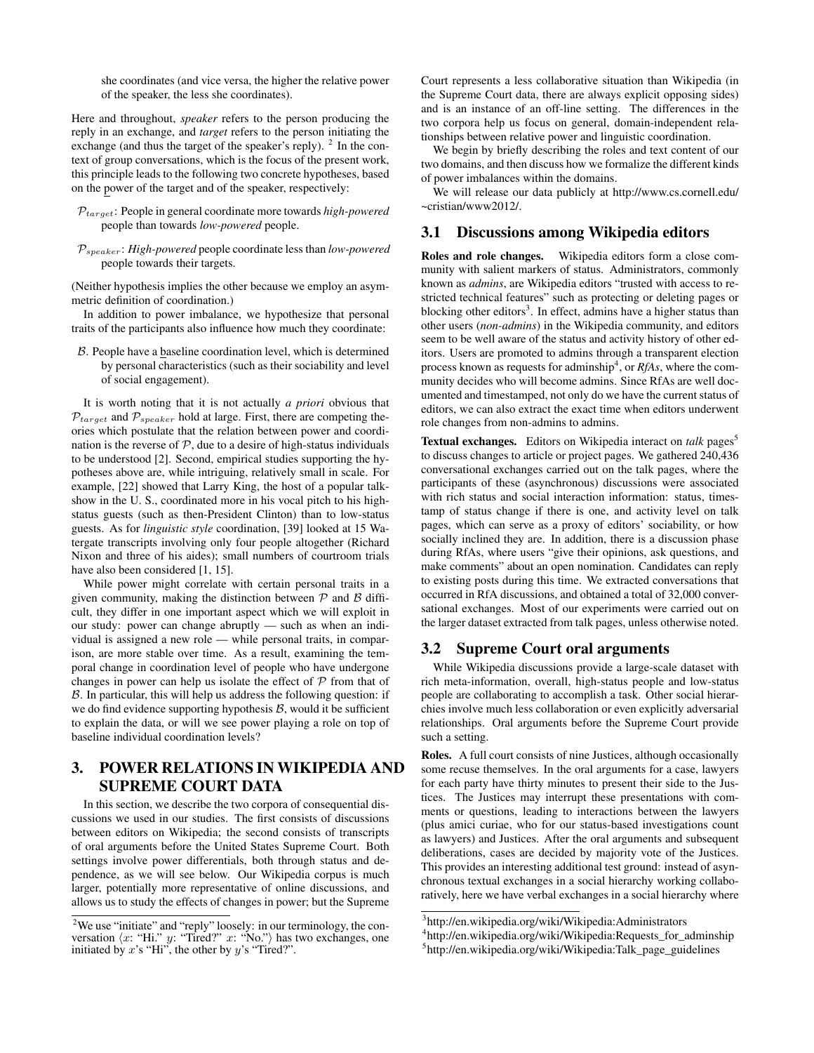she coordinates (and vice versa, the higher the relative power of the speaker, the less she coordinates).

Here and throughout, *speaker* refers to the person producing the reply in an exchange, and *target* refers to the person initiating the exchange (and thus the target of the speaker's reply). [2] In the context of group conversations, which is the focus of the present work, this principle leads to the following two concrete hypotheses, based on the power of the target and of the speaker, respectively:

$\mathcal{P}_{target}$: People in general coordinate more towards *high-powered* people than towards *low-powered* people.

$\mathcal{P}_{speaker}$: *High-powered* people coordinate less than *low-powered* people towards their targets.

(Neither hypothesis implies the other because we employ an asymmetric definition of coordination.)

In addition to power imbalance, we hypothesize that personal traits of the participants also influence how much they coordinate:

$\mathcal{B}$. People have a baseline coordination level, which is determined by personal characteristics (such as their sociability and level of social engagement).

It is worth noting that it is not actually *a priori* obvious that $\mathcal{P}_{target}$ and $\mathcal{P}_{speaker}$ hold at large. First, there are competing theories which postulate that the relation between power and coordination is the reverse of $\mathcal{P}$, due to a desire of high-status individuals to be understood [2]. Second, empirical studies supporting the hypotheses above are, while intriguing, relatively small in scale. For example, [22] showed that Larry King, the host of a popular talk-show in the U. S., coordinated more in his vocal pitch to his high-status guests (such as then-President Clinton) than to low-status guests. As for *linguistic style* coordination, [39] looked at 15 Watergate transcripts involving only four people altogether (Richard Nixon and three of his aides); small numbers of courtroom trials have also been considered [1, 15].

While power might correlate with certain personal traits in a given community, making the distinction between $\mathcal{P}$ and $\mathcal{B}$ difficult, they differ in one important aspect which we will exploit in our study: power can change abruptly — such as when an individual is assigned a new role — while personal traits, in comparison, are more stable over time. As a result, examining the temporal change in coordination level of people who have undergone changes in power can help us isolate the effect of $\mathcal{P}$ from that of $\mathcal{B}$. In particular, this will help us address the following question: if we do find evidence supporting hypothesis $\mathcal{B}$, would it be sufficient to explain the data, or will we see power playing a role on top of baseline individual coordination levels?

# 3. POWER RELATIONS IN WIKIPEDIA AND SUPREME COURT DATA

In this section, we describe the two corpora of consequential discussions we used in our studies. The first consists of discussions between editors on Wikipedia; the second consists of transcripts of oral arguments before the United States Supreme Court. Both settings involve power differentials, both through status and dependence, as we will see below. Our Wikipedia corpus is much larger, potentially more representative of online discussions, and allows us to study the effects of changes in power; but the Supreme Court represents a less collaborative situation than Wikipedia (in the Supreme Court data, there are always explicit opposing sides) and is an instance of an off-line setting. The differences in the two corpora help us focus on general, domain-independent relationships between relative power and linguistic coordination.

We begin by briefly describing the roles and text content of our two domains, and then discuss how we formalize the different kinds of power imbalances within the domains.

We will release our data publicly at http://www.cs.cornell.edu/~cristian/www2012/.

## 3.1 Discussions among Wikipedia editors

**Roles and role changes.** Wikipedia editors form a close community with salient markers of status. Administrators, commonly known as *admins*, are Wikipedia editors "trusted with access to restricted technical features" such as protecting or deleting pages or blocking other editors[3]. In effect, admins have a higher status than other users (*non-admins*) in the Wikipedia community, and editors seem to be well aware of the status and activity history of other editors. Users are promoted to admins through a transparent election process known as requests for adminship[4], or *RfAs*, where the community decides who will become admins. Since RfAs are well documented and timestamped, not only do we have the current status of editors, we can also extract the exact time when editors underwent role changes from non-admins to admins.

**Textual exchanges.** Editors on Wikipedia interact on *talk* pages[5] to discuss changes to article or project pages. We gathered 240,436 conversational exchanges carried out on the talk pages, where the participants of these (asynchronous) discussions were associated with rich status and social interaction information: status, timestamp of status change if there is one, and activity level on talk pages, which can serve as a proxy of editors' sociability, or how socially inclined they are. In addition, there is a discussion phase during RfAs, where users "give their opinions, ask questions, and make comments" about an open nomination. Candidates can reply to existing posts during this time. We extracted conversations that occurred in RfA discussions, and obtained a total of 32,000 conversational exchanges. Most of our experiments were carried out on the larger dataset extracted from talk pages, unless otherwise noted.

## 3.2 Supreme Court oral arguments

While Wikipedia discussions provide a large-scale dataset with rich meta-information, overall, high-status people and low-status people are collaborating to accomplish a task. Other social hierarchies involve much less collaboration or even explicitly adversarial relationships. Oral arguments before the Supreme Court provide such a setting.

**Roles.** A full court consists of nine Justices, although occasionally some recuse themselves. In the oral arguments for a case, lawyers for each party have thirty minutes to present their side to the Justices. The Justices may interrupt these presentations with comments or questions, leading to interactions between the lawyers (plus amici curiae, who for our status-based investigations count as lawyers) and Justices. After the oral arguments and subsequent deliberations, cases are decided by majority vote of the Justices. This provides an interesting additional test ground: instead of asynchronous textual exchanges in a social hierarchy working collaboratively, here we have verbal exchanges in a social hierarchy where

---

[2] We use "initiate" and "reply" loosely: in our terminology, the conversation ⟨$x$: "Hi." $y$: "Tired?" $x$: "No."⟩ has two exchanges, one initiated by $x$'s "Hi", the other by $y$'s "Tired?".

[3] http://en.wikipedia.org/wiki/Wikipedia:Administrators

[4] http://en.wikipedia.org/wiki/Wikipedia:Requests_for_adminship

[5] http://en.wikipedia.org/wiki/Wikipedia:Talk_page_guidelines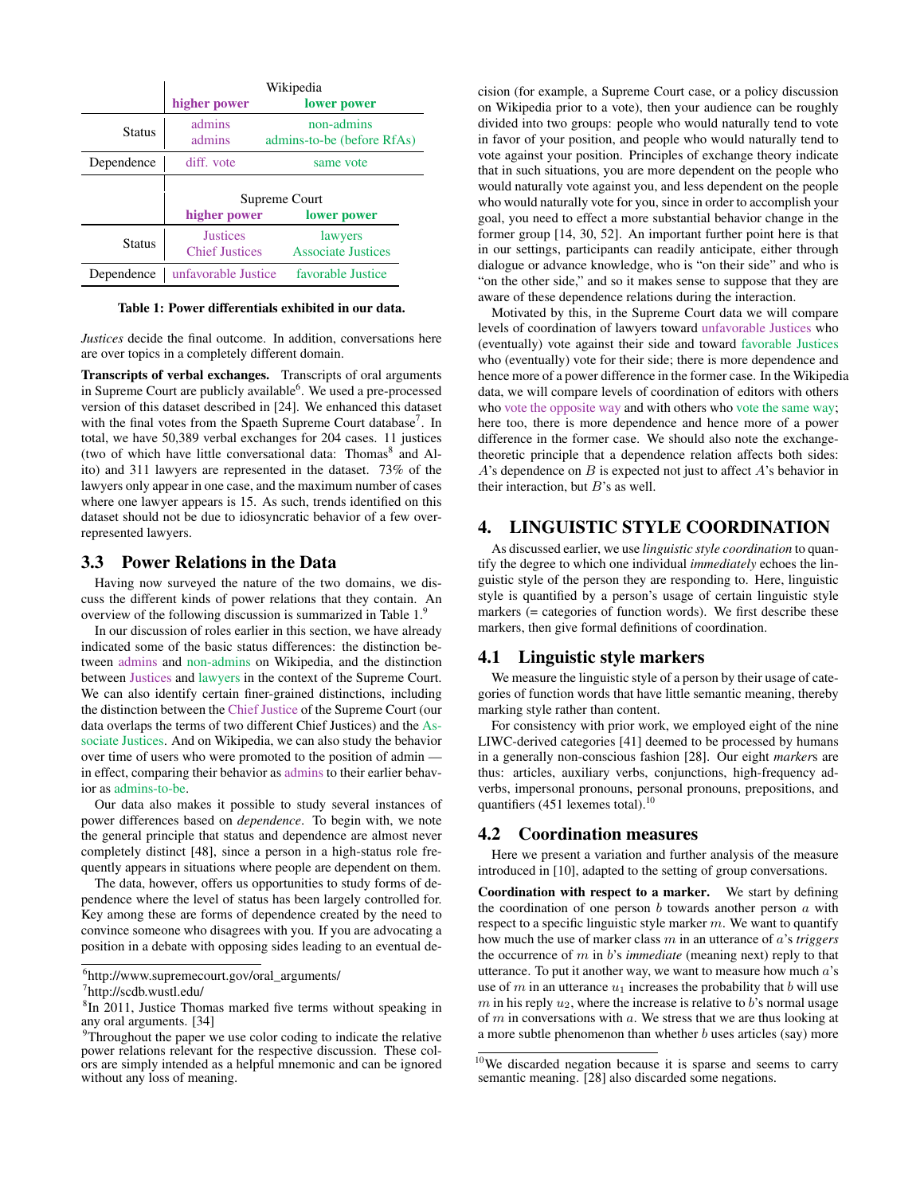| | Wikipedia | |
|---|---|---|
| | **higher power** | **lower power** |
| Status | admins | non-admins |
| | admins | admins-to-be (before RfAs) |
| Dependence | diff. vote | same vote |

| | Supreme Court | |
|---|---|---|
| | **higher power** | **lower power** |
| Status | Justices | lawyers |
| | Chief Justices | Associate Justices |
| Dependence | unfavorable Justice | favorable Justice |

**Table 1: Power differentials exhibited in our data.**

*Justices* decide the final outcome. In addition, conversations here are over topics in a completely different domain.

**Transcripts of verbal exchanges.** Transcripts of oral arguments in Supreme Court are publicly available[6]. We used a pre-processed version of this dataset described in [24]. We enhanced this dataset with the final votes from the Spaeth Supreme Court database[7]. In total, we have 50,389 verbal exchanges for 204 cases. 11 justices (two of which have little conversational data: Thomas[8] and Alito) and 311 lawyers are represented in the dataset. 73% of the lawyers only appear in one case, and the maximum number of cases where one lawyer appears is 15. As such, trends identified on this dataset should not be due to idiosyncratic behavior of a few over-represented lawyers.

### 3.3 Power Relations in the Data

Having now surveyed the nature of the two domains, we discuss the different kinds of power relations that they contain. An overview of the following discussion is summarized in Table 1.[9]

In our discussion of roles earlier in this section, we have already indicated some of the basic status differences: the distinction between admins and non-admins on Wikipedia, and the distinction between Justices and lawyers in the context of the Supreme Court. We can also identify certain finer-grained distinctions, including the distinction between the Chief Justice of the Supreme Court (our data overlaps the terms of two different Chief Justices) and the Associate Justices. And on Wikipedia, we can also study the behavior over time of users who were promoted to the position of admin — in effect, comparing their behavior as admins to their earlier behavior as admins-to-be.

Our data also makes it possible to study several instances of power differences based on *dependence*. To begin with, we note the general principle that status and dependence are almost never completely distinct [48], since a person in a high-status role frequently appears in situations where people are dependent on them.

The data, however, offers us opportunities to study forms of dependence where the level of status has been largely controlled for. Key among these are forms of dependence created by the need to convince someone who disagrees with you. If you are advocating a position in a debate with opposing sides leading to an eventual decision (for example, a Supreme Court case, or a policy discussion on Wikipedia prior to a vote), then your audience can be roughly divided into two groups: people who would naturally tend to vote in favor of your position, and people who would naturally tend to vote against your position. Principles of exchange theory indicate that in such situations, you are more dependent on the people who would naturally vote against you, and less dependent on the people who would naturally vote for you, since in order to accomplish your goal, you need to effect a more substantial behavior change in the former group [14, 30, 52]. An important further point here is that in our settings, participants can readily anticipate, either through dialogue or advance knowledge, who is "on their side" and who is "on the other side," and so it makes sense to suppose that they are aware of these dependence relations during the interaction.

Motivated by this, in the Supreme Court data we will compare levels of coordination of lawyers toward unfavorable Justices who (eventually) vote against their side and toward favorable Justices who (eventually) vote for their side; there is more dependence and hence more of a power difference in the former case. In the Wikipedia data, we will compare levels of coordination of editors with others who vote the opposite way and with others who vote the same way; here too, there is more dependence and hence more of a power difference in the former case. We should also note the exchange-theoretic principle that a dependence relation affects both sides: $A$'s dependence on $B$ is expected not just to affect $A$'s behavior in their interaction, but $B$'s as well.

## 4. LINGUISTIC STYLE COORDINATION

As discussed earlier, we use *linguistic style coordination* to quantify the degree to which one individual *immediately* echoes the linguistic style of the person they are responding to. Here, linguistic style is quantified by a person's usage of certain linguistic style markers (= categories of function words). We first describe these markers, then give formal definitions of coordination.

### 4.1 Linguistic style markers

We measure the linguistic style of a person by their usage of categories of function words that have little semantic meaning, thereby marking style rather than content.

For consistency with prior work, we employed eight of the nine LIWC-derived categories [41] deemed to be processed by humans in a generally non-conscious fashion [28]. Our eight *marker*s are thus: articles, auxiliary verbs, conjunctions, high-frequency adverbs, impersonal pronouns, personal pronouns, prepositions, and quantifiers (451 lexemes total).[10]

### 4.2 Coordination measures

Here we present a variation and further analysis of the measure introduced in [10], adapted to the setting of group conversations.

**Coordination with respect to a marker.** We start by defining the coordination of one person $b$ towards another person $a$ with respect to a specific linguistic style marker $m$. We want to quantify how much the use of marker class $m$ in an utterance of $a$'s *triggers* the occurrence of $m$ in $b$'s *immediate* (meaning next) reply to that utterance. To put it another way, we want to measure how much $a$'s use of $m$ in an utterance $u_1$ increases the probability that $b$ will use $m$ in his reply $u_2$, where the increase is relative to $b$'s normal usage of $m$ in conversations with $a$. We stress that we are thus looking at a more subtle phenomenon than whether $b$ uses articles (say) more

---

[6] http://www.supremecourt.gov/oral_arguments/

[7] http://scdb.wustl.edu/

[8] In 2011, Justice Thomas marked five terms without speaking in any oral arguments. [34]

[9] Throughout the paper we use color coding to indicate the relative power relations relevant for the respective discussion. These colors are simply intended as a helpful mnemonic and can be ignored without any loss of meaning.

[10] We discarded negation because it is sparse and seems to carry semantic meaning. [28] also discarded some negations.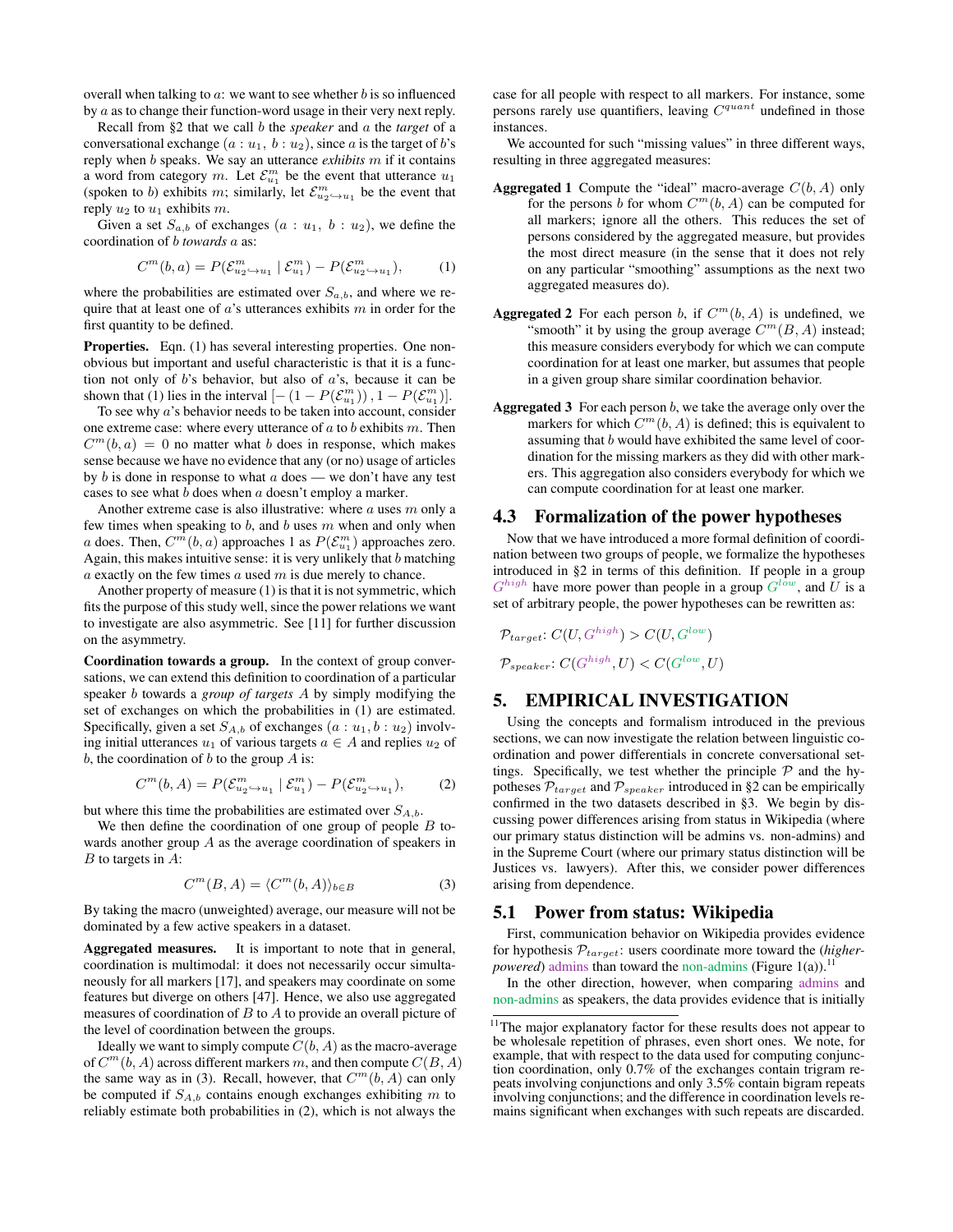overall when talking to $a$: we want to see whether $b$ is so influenced by $a$ as to change their function-word usage in their very next reply.

Recall from §2 that we call $b$ the *speaker* and $a$ the *target* of a conversational exchange $(a : u_1,\ b : u_2)$, since $a$ is the target of $b$'s reply when $b$ speaks. We say an utterance *exhibits* $m$ if it contains a word from category $m$. Let $\mathcal{E}^m_{u_1}$ be the event that utterance $u_1$ (spoken to $b$) exhibits $m$; similarly, let $\mathcal{E}^m_{u_2 \hookrightarrow u_1}$ be the event that reply $u_2$ to $u_1$ exhibits $m$.

Given a set $S_{a,b}$ of exchanges $(a : u_1,\ b : u_2)$, we define the coordination of $b$ *towards* $a$ as:

$$C^m(b, a) = P(\mathcal{E}^m_{u_2 \hookrightarrow u_1} \mid \mathcal{E}^m_{u_1}) - P(\mathcal{E}^m_{u_2 \hookrightarrow u_1}), \tag{1}$$

where the probabilities are estimated over $S_{a,b}$, and where we require that at least one of $a$'s utterances exhibits $m$ in order for the first quantity to be defined.

**Properties.** Eqn. (1) has several interesting properties. One non-obvious but important and useful characteristic is that it is a function not only of $b$'s behavior, but also of $a$'s, because it can be shown that (1) lies in the interval $[-(1 - P(\mathcal{E}^m_{u_1})), 1 - P(\mathcal{E}^m_{u_1})]$.

To see why $a$'s behavior needs to be taken into account, consider one extreme case: where every utterance of $a$ to $b$ exhibits $m$. Then $C^m(b, a) = 0$ no matter what $b$ does in response, which makes sense because we have no evidence that any (or no) usage of articles by $b$ is done in response to what $a$ does — we don't have any test cases to see what $b$ does when $a$ doesn't employ a marker.

Another extreme case is also illustrative: where $a$ uses $m$ only a few times when speaking to $b$, and $b$ uses $m$ when and only when $a$ does. Then, $C^m(b, a)$ approaches 1 as $P(\mathcal{E}^m_{u_1})$ approaches zero. Again, this makes intuitive sense: it is very unlikely that $b$ matching $a$ exactly on the few times $a$ used $m$ is due merely to chance.

Another property of measure (1) is that it is not symmetric, which fits the purpose of this study well, since the power relations we want to investigate are also asymmetric. See [11] for further discussion on the asymmetry.

**Coordination towards a group.** In the context of group conversations, we can extend this definition to coordination of a particular speaker $b$ towards a *group of targets* $A$ by simply modifying the set of exchanges on which the probabilities in (1) are estimated. Specifically, given a set $S_{A,b}$ of exchanges $(a : u_1, b : u_2)$ involving initial utterances $u_1$ of various targets $a \in A$ and replies $u_2$ of $b$, the coordination of $b$ to the group $A$ is:

$$C^m(b, A) = P(\mathcal{E}^m_{u_2 \hookrightarrow u_1} \mid \mathcal{E}^m_{u_1}) - P(\mathcal{E}^m_{u_2 \hookrightarrow u_1}), \tag{2}$$

but where this time the probabilities are estimated over $S_{A,b}$.

We then define the coordination of one group of people $B$ towards another group $A$ as the average coordination of speakers in $B$ to targets in $A$:

$$C^m(B, A) = \langle C^m(b, A) \rangle_{b \in B} \tag{3}$$

By taking the macro (unweighted) average, our measure will not be dominated by a few active speakers in a dataset.

**Aggregated measures.** It is important to note that in general, coordination is multimodal: it does not necessarily occur simultaneously for all markers [17], and speakers may coordinate on some features but diverge on others [47]. Hence, we also use aggregated measures of coordination of $B$ to $A$ to provide an overall picture of the level of coordination between the groups.

Ideally we want to simply compute $C(b, A)$ as the macro-average of $C^m(b, A)$ across different markers $m$, and then compute $C(B, A)$ the same way as in (3). Recall, however, that $C^m(b, A)$ can only be computed if $S_{A,b}$ contains enough exchanges exhibiting $m$ to reliably estimate both probabilities in (2), which is not always the case for all people with respect to all markers. For instance, some persons rarely use quantifiers, leaving $C^{quant}$ undefined in those instances.

We accounted for such "missing values" in three different ways, resulting in three aggregated measures:

**Aggregated 1** Compute the "ideal" macro-average $C(b, A)$ only for the persons $b$ for whom $C^m(b, A)$ can be computed for all markers; ignore all the others. This reduces the set of persons considered by the aggregated measure, but provides the most direct measure (in the sense that it does not rely on any particular "smoothing" assumptions as the next two aggregated measures do).

**Aggregated 2** For each person $b$, if $C^m(b, A)$ is undefined, we "smooth" it by using the group average $C^m(B, A)$ instead; this measure considers everybody for which we can compute coordination for at least one marker, but assumes that people in a given group share similar coordination behavior.

**Aggregated 3** For each person $b$, we take the average only over the markers for which $C^m(b, A)$ is defined; this is equivalent to assuming that $b$ would have exhibited the same level of coordination for the missing markers as they did with other markers. This aggregation also considers everybody for which we can compute coordination for at least one marker.

## 4.3 Formalization of the power hypotheses

Now that we have introduced a more formal definition of coordination between two groups of people, we formalize the hypotheses introduced in §2 in terms of this definition. If people in a group $G^{high}$ have more power than people in a group $G^{low}$, and $U$ is a set of arbitrary people, the power hypotheses can be rewritten as:

$\mathcal{P}_{target}$: $C(U, G^{high}) > C(U, G^{low})$

$\mathcal{P}_{speaker}$: $C(G^{high}, U) < C(G^{low}, U)$

# 5. EMPIRICAL INVESTIGATION

Using the concepts and formalism introduced in the previous sections, we can now investigate the relation between linguistic coordination and power differentials in concrete conversational settings. Specifically, we test whether the principle $\mathcal{P}$ and the hypotheses $\mathcal{P}_{target}$ and $\mathcal{P}_{speaker}$ introduced in §2 can be empirically confirmed in the two datasets described in §3. We begin by discussing power differences arising from status in Wikipedia (where our primary status distinction will be admins vs. non-admins) and in the Supreme Court (where our primary status distinction will be Justices vs. lawyers). After this, we consider power differences arising from dependence.

## 5.1 Power from status: Wikipedia

First, communication behavior on Wikipedia provides evidence for hypothesis $\mathcal{P}_{target}$: users coordinate more toward the (*higher-powered*) admins than toward the non-admins (Figure 1(a)).[11]

In the other direction, however, when comparing admins and non-admins as speakers, the data provides evidence that is initially

[11] The major explanatory factor for these results does not appear to be wholesale repetition of phrases, even short ones. We note, for example, that with respect to the data used for computing conjunction coordination, only 0.7% of the exchanges contain trigram repeats involving conjunctions and only 3.5% contain bigram repeats involving conjunctions; and the difference in coordination levels remains significant when exchanges with such repeats are discarded.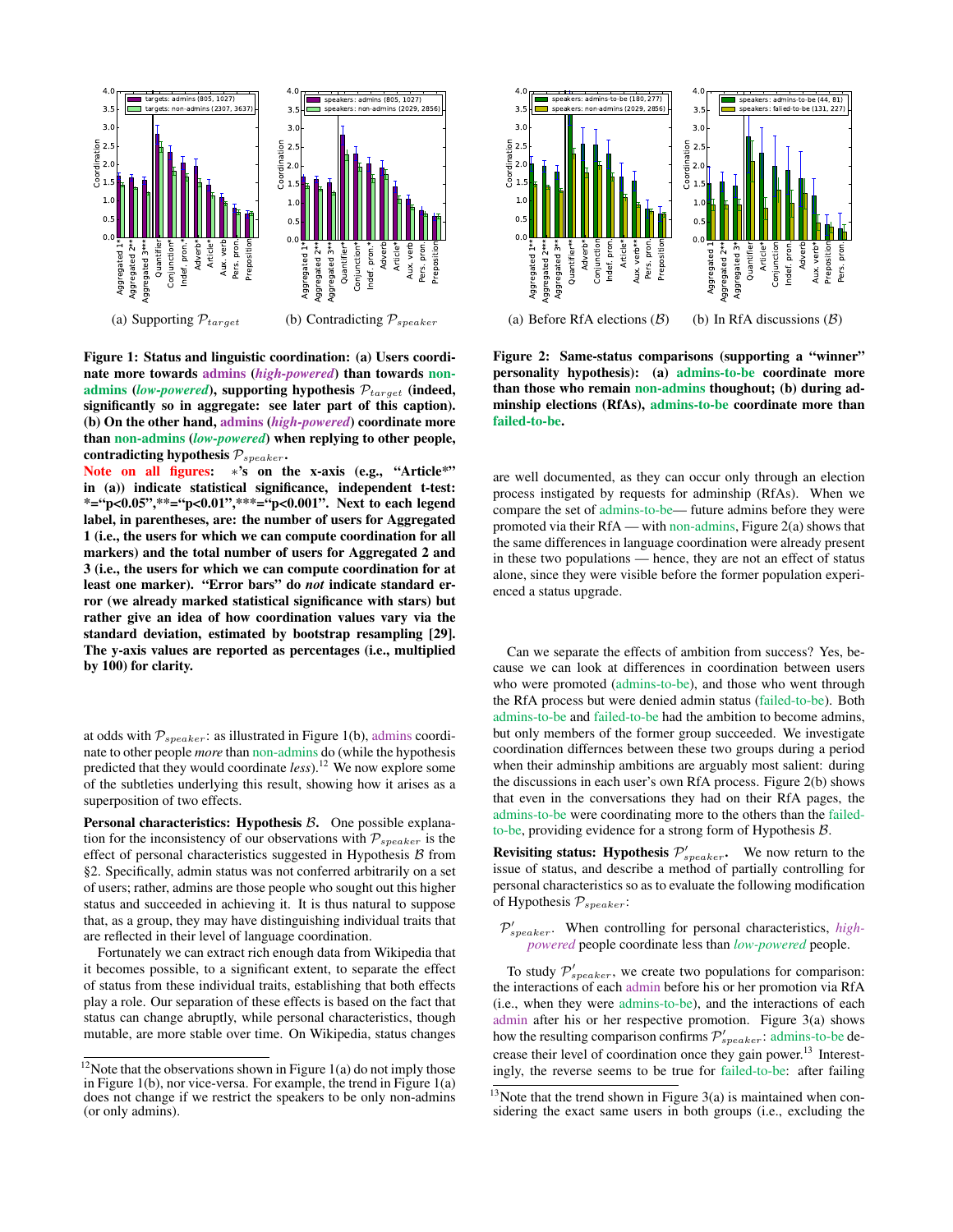(a) Supporting $\mathcal{P}_{target}$

(b) Contradicting $\mathcal{P}_{speaker}$

**Figure 1: Status and linguistic coordination: (a) Users coordinate more towards admins (*high-powered*) than towards non-admins (*low-powered*), supporting hypothesis $\mathcal{P}_{target}$ (indeed, significantly so in aggregate: see later part of this caption). (b) On the other hand, admins (*high-powered*) coordinate more than non-admins (*low-powered*) when replying to other people, contradicting hypothesis $\mathcal{P}_{speaker}$.**

**Note on all figures: $*$'s on the x-axis (e.g., "Article*" in (a)) indicate statistical significance, independent t-test: *="p<0.05",**="p<0.01",***="p<0.001". Next to each legend label, in parentheses, are: the number of users for Aggregated 1 (i.e., the users for which we can compute coordination for all markers) and the total number of users for Aggregated 2 and 3 (i.e., the users for which we can compute coordination for at least one marker). "Error bars" do *not* indicate standard error (we already marked statistical significance with stars) but rather give an idea of how coordination values vary via the standard deviation, estimated by bootstrap resampling [29]. The y-axis values are reported as percentages (i.e., multiplied by 100) for clarity.**

at odds with $\mathcal{P}_{speaker}$: as illustrated in Figure 1(b), admins coordinate to other people *more* than non-admins do (while the hypothesis predicted that they would coordinate *less*).[12] We now explore some of the subtleties underlying this result, showing how it arises as a superposition of two effects.

**Personal characteristics: Hypothesis $\mathcal{B}$.** One possible explanation for the inconsistency of our observations with $\mathcal{P}_{speaker}$ is the effect of personal characteristics suggested in Hypothesis $\mathcal{B}$ from §2. Specifically, admin status was not conferred arbitrarily on a set of users; rather, admins are those people who sought out this higher status and succeeded in achieving it. It is thus natural to suppose that, as a group, they may have distinguishing individual traits that are reflected in their level of language coordination.

Fortunately we can extract rich enough data from Wikipedia that it becomes possible, to a significant extent, to separate the effect of status from these individual traits, establishing that both effects play a role. Our separation of these effects is based on the fact that status can change abruptly, while personal characteristics, though mutable, are more stable over time. On Wikipedia, status changes are well documented, as they can occur only through an election process instigated by requests for adminship (RfAs). When we compare the set of admins-to-be— future admins before they were promoted via their RfA — with non-admins, Figure 2(a) shows that the same differences in language coordination were already present in these two populations — hence, they are not an effect of status alone, since they were visible before the former population experienced a status upgrade.

[12] Note that the observations shown in Figure 1(a) do not imply those in Figure 1(b), nor vice-versa. For example, the trend in Figure 1(a) does not change if we restrict the speakers to be only non-admins (or only admins).

(a) Before RfA elections ($\mathcal{B}$)

(b) In RfA discussions ($\mathcal{B}$)

**Figure 2: Same-status comparisons (supporting a "winner" personality hypothesis): (a) admins-to-be coordinate more than those who remain non-admins thoughout; (b) during adminship elections (RfAs), admins-to-be coordinate more than failed-to-be.**

Can we separate the effects of ambition from success? Yes, because we can look at differences in coordination between users who were promoted (admins-to-be), and those who went through the RfA process but were denied admin status (failed-to-be). Both admins-to-be and failed-to-be had the ambition to become admins, but only members of the former group succeeded. We investigate coordination differnces between these two groups during a period when their adminship ambitions are arguably most salient: during the discussions in each user's own RfA process. Figure 2(b) shows that even in the conversations they had on their RfA pages, the admins-to-be were coordinating more to the others than the failed-to-be, providing evidence for a strong form of Hypothesis $\mathcal{B}$.

**Revisiting status: Hypothesis $\mathcal{P}'_{speaker}$.** We now return to the issue of status, and describe a method of partially controlling for personal characteristics so as to evaluate the following modification of Hypothesis $\mathcal{P}_{speaker}$:

> $\mathcal{P}'_{speaker}$. When controlling for personal characteristics, *high-powered* people coordinate less than *low-powered* people.

To study $\mathcal{P}'_{speaker}$, we create two populations for comparison: the interactions of each admin before his or her promotion via RfA (i.e., when they were admins-to-be), and the interactions of each admin after his or her respective promotion. Figure 3(a) shows how the resulting comparison confirms $\mathcal{P}'_{speaker}$: admins-to-be decrease their level of coordination once they gain power.[13] Interestingly, the reverse seems to be true for failed-to-be: after failing

[13] Note that the trend shown in Figure 3(a) is maintained when considering the exact same users in both groups (i.e., excluding the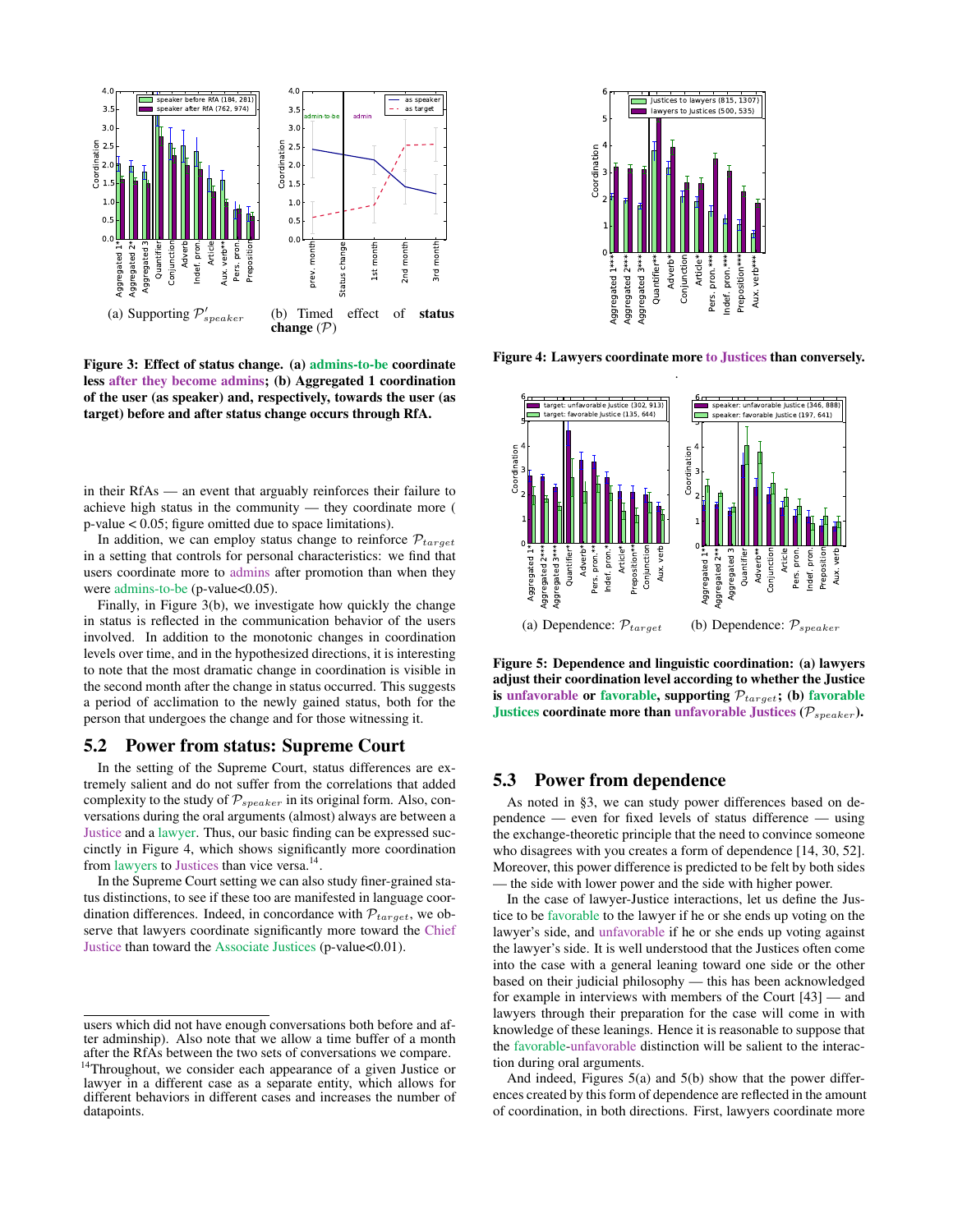(a) Supporting $\mathcal{P}'_{speaker}$

(b) Timed effect of **status change** ($\mathcal{P}$)

**Figure 3: Effect of status change. (a) admins-to-be coordinate less after they become admins; (b) Aggregated 1 coordination of the user (as speaker) and, respectively, towards the user (as target) before and after status change occurs through RfA.**

in their RfAs — an event that arguably reinforces their failure to achieve high status in the community — they coordinate more ( p-value < 0.05; figure omitted due to space limitations).

In addition, we can employ status change to reinforce $\mathcal{P}_{target}$ in a setting that controls for personal characteristics: we find that users coordinate more to admins after promotion than when they were admins-to-be (p-value<0.05).

Finally, in Figure 3(b), we investigate how quickly the change in status is reflected in the communication behavior of the users involved. In addition to the monotonic changes in coordination levels over time, and in the hypothesized directions, it is interesting to note that the most dramatic change in coordination is visible in the second month after the change in status occurred. This suggests a period of acclimation to the newly gained status, both for the person that undergoes the change and for those witnessing it.

## 5.2 Power from status: Supreme Court

In the setting of the Supreme Court, status differences are extremely salient and do not suffer from the correlations that added complexity to the study of $\mathcal{P}_{speaker}$ in its original form. Also, conversations during the oral arguments (almost) always are between a Justice and a lawyer. Thus, our basic finding can be expressed succinctly in Figure 4, which shows significantly more coordination from lawyers to Justices than vice versa.[14].

In the Supreme Court setting we can also study finer-grained status distinctions, to see if these too are manifested in language coordination differences. Indeed, in concordance with $\mathcal{P}_{target}$, we observe that lawyers coordinate significantly more toward the Chief Justice than toward the Associate Justices (p-value<0.01).

users which did not have enough conversations both before and after adminship). Also note that we allow a time buffer of a month after the RfAs between the two sets of conversations we compare.

[14]Throughout, we consider each appearance of a given Justice or lawyer in a different case as a separate entity, which allows for different behaviors in different cases and increases the number of datapoints.

**Figure 4: Lawyers coordinate more to Justices than conversely.**

(a) Dependence: $\mathcal{P}_{target}$

(b) Dependence: $\mathcal{P}_{speaker}$

**Figure 5: Dependence and linguistic coordination: (a) lawyers adjust their coordination level according to whether the Justice is unfavorable or favorable, supporting $\mathcal{P}_{target}$; (b) favorable Justices coordinate more than unfavorable Justices ($\mathcal{P}_{speaker}$).**

## 5.3 Power from dependence

As noted in §3, we can study power differences based on dependence — even for fixed levels of status difference — using the exchange-theoretic principle that the need to convince someone who disagrees with you creates a form of dependence [14, 30, 52]. Moreover, this power difference is predicted to be felt by both sides — the side with lower power and the side with higher power.

In the case of lawyer-Justice interactions, let us define the Justice to be favorable to the lawyer if he or she ends up voting on the lawyer's side, and unfavorable if he or she ends up voting against the lawyer's side. It is well understood that the Justices often come into the case with a general leaning toward one side or the other based on their judicial philosophy — this has been acknowledged for example in interviews with members of the Court [43] — and lawyers through their preparation for the case will come in with knowledge of these leanings. Hence it is reasonable to suppose that the favorable-unfavorable distinction will be salient to the interaction during oral arguments.

And indeed, Figures 5(a) and 5(b) show that the power differences created by this form of dependence are reflected in the amount of coordination, in both directions. First, lawyers coordinate more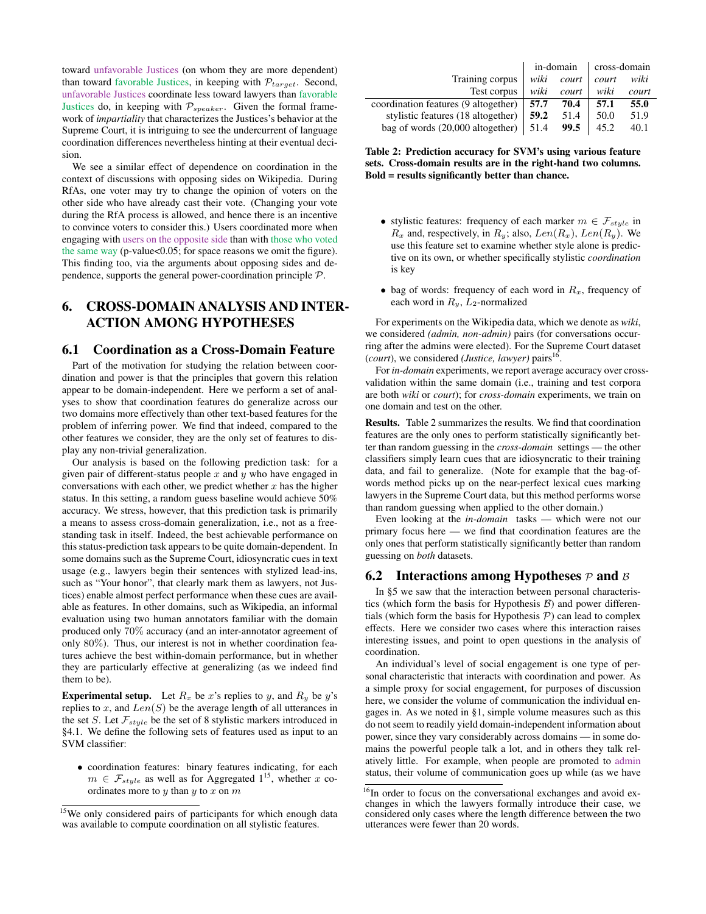toward unfavorable Justices (on whom they are more dependent) than toward favorable Justices, in keeping with $\mathcal{P}_{target}$. Second, unfavorable Justices coordinate less toward lawyers than favorable Justices do, in keeping with $\mathcal{P}_{speaker}$. Given the formal framework of *impartiality* that characterizes the Justices's behavior at the Supreme Court, it is intriguing to see the undercurrent of language coordination differences nevertheless hinting at their eventual decision.

We see a similar effect of dependence on coordination in the context of discussions with opposing sides on Wikipedia. During RfAs, one voter may try to change the opinion of voters on the other side who have already cast their vote. (Changing your vote during the RfA process is allowed, and hence there is an incentive to convince voters to consider this.) Users coordinated more when engaging with users on the opposite side than with those who voted the same way (p-value<0.05; for space reasons we omit the figure). This finding too, via the arguments about opposing sides and dependence, supports the general power-coordination principle $\mathcal{P}$.

## 6. CROSS-DOMAIN ANALYSIS AND INTERACTION AMONG HYPOTHESES

### 6.1 Coordination as a Cross-Domain Feature

Part of the motivation for studying the relation between coordination and power is that the principles that govern this relation appear to be domain-independent. Here we perform a set of analyses to show that coordination features do generalize across our two domains more effectively than other text-based features for the problem of inferring power. We find that indeed, compared to the other features we consider, they are the only set of features to display any non-trivial generalization.

Our analysis is based on the following prediction task: for a given pair of different-status people $x$ and $y$ who have engaged in conversations with each other, we predict whether $x$ has the higher status. In this setting, a random guess baseline would achieve 50% accuracy. We stress, however, that this prediction task is primarily a means to assess cross-domain generalization, i.e., not as a free-standing task in itself. Indeed, the best achievable performance on this status-prediction task appears to be quite domain-dependent. In some domains such as the Supreme Court, idiosyncratic cues in text usage (e.g., lawyers begin their sentences with stylized lead-ins, such as "Your honor", that clearly mark them as lawyers, not Justices) enable almost perfect performance when these cues are available as features. In other domains, such as Wikipedia, an informal evaluation using two human annotators familiar with the domain produced only 70% accuracy (and an inter-annotator agreement of only 80%). Thus, our interest is not in whether coordination features achieve the best within-domain performance, but in whether they are particularly effective at generalizing (as we indeed find them to be).

**Experimental setup.** Let $R_x$ be $x$'s replies to $y$, and $R_y$ be $y$'s replies to $x$, and $Len(S)$ be the average length of all utterances in the set $S$. Let $\mathcal{F}_{style}$ be the set of 8 stylistic markers introduced in §4.1. We define the following sets of features used as input to an SVM classifier:

- coordination features: binary features indicating, for each $m \in \mathcal{F}_{style}$ as well as for Aggregated 1[15], whether $x$ coordinates more to $y$ than $y$ to $x$ on $m$
- stylistic features: frequency of each marker $m \in \mathcal{F}_{style}$ in $R_x$ and, respectively, in $R_y$; also, $Len(R_x)$, $Len(R_y)$. We use this feature set to examine whether style alone is predictive on its own, or whether specifically stylistic *coordination* is key
- bag of words: frequency of each word in $R_x$, frequency of each word in $R_y$, $L_2$-normalized

|  | in-domain | | cross-domain | |
|---|---|---|---|---|
| Training corpus | *wiki* | *court* | *court* | *wiki* |
| Test corpus | *wiki* | *court* | *wiki* | *court* |
| coordination features (9 altogether) | **57.7** | **70.4** | **57.1** | **55.0** |
| stylistic features (18 altogether) | **59.2** | 51.4 | 50.0 | 51.9 |
| bag of words (20,000 altogether) | 51.4 | **99.5** | 45.2 | 40.1 |

**Table 2: Prediction accuracy for SVM's using various feature sets. Cross-domain results are in the right-hand two columns. Bold = results significantly better than chance.**

For experiments on the Wikipedia data, which we denote as *wiki*, we considered *(admin, non-admin)* pairs (for conversations occurring after the admins were elected). For the Supreme Court dataset (*court*), we considered *(Justice, lawyer)* pairs[16].

For *in-domain* experiments, we report average accuracy over cross-validation within the same domain (i.e., training and test corpora are both *wiki* or *court*); for *cross-domain* experiments, we train on one domain and test on the other.

**Results.** Table 2 summarizes the results. We find that coordination features are the only ones to perform statistically significantly better than random guessing in the *cross-domain* settings — the other classifiers simply learn cues that are idiosyncratic to their training data, and fail to generalize. (Note for example that the bag-of-words method picks up on the near-perfect lexical cues marking lawyers in the Supreme Court data, but this method performs worse than random guessing when applied to the other domain.)

Even looking at the *in-domain* tasks — which were not our primary focus here — we find that coordination features are the only ones that perform statistically significantly better than random guessing on *both* datasets.

### 6.2 Interactions among Hypotheses $\mathcal{P}$ and $\mathcal{B}$

In §5 we saw that the interaction between personal characteristics (which form the basis for Hypothesis $\mathcal{B}$) and power differentials (which form the basis for Hypothesis $\mathcal{P}$) can lead to complex effects. Here we consider two cases where this interaction raises interesting issues, and point to open questions in the analysis of coordination.

An individual's level of social engagement is one type of personal characteristic that interacts with coordination and power. As a simple proxy for social engagement, for purposes of discussion here, we consider the volume of communication the individual engages in. As we noted in §1, simple volume measures such as this do not seem to readily yield domain-independent information about power, since they vary considerably across domains — in some domains the powerful people talk a lot, and in others they talk relatively little. For example, when people are promoted to admin status, their volume of communication goes up while (as we have

[15] We only considered pairs of participants for which enough data was available to compute coordination on all stylistic features.

[16] In order to focus on the conversational exchanges and avoid exchanges in which the lawyers formally introduce their case, we considered only cases where the length difference between the two utterances were fewer than 20 words.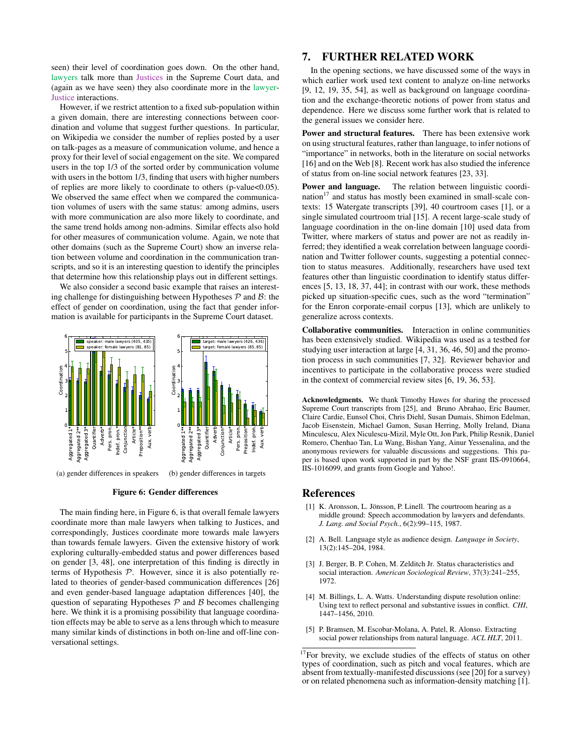seen) their level of coordination goes down. On the other hand, lawyers talk more than Justices in the Supreme Court data, and (again as we have seen) they also coordinate more in the lawyer-Justice interactions.

However, if we restrict attention to a fixed sub-population within a given domain, there are interesting connections between coordination and volume that suggest further questions. In particular, on Wikipedia we consider the number of replies posted by a user on talk-pages as a measure of communication volume, and hence a proxy for their level of social engagement on the site. We compared users in the top 1/3 of the sorted order by communication volume with users in the bottom 1/3, finding that users with higher numbers of replies are more likely to coordinate to others (p-value<0.05). We observed the same effect when we compared the communication volumes of users with the same status: among admins, users with more communication are also more likely to coordinate, and the same trend holds among non-admins. Similar effects also hold for other measures of communication volume. Again, we note that other domains (such as the Supreme Court) show an inverse relation between volume and coordination in the communication transcripts, and so it is an interesting question to identify the principles that determine how this relationship plays out in different settings.

We also consider a second basic example that raises an interesting challenge for distinguishing between Hypotheses $\mathcal{P}$ and $\mathcal{B}$: the effect of gender on coordination, using the fact that gender information is available for participants in the Supreme Court dataset.

(a) gender differences in speakers (b) gender differences in targets

**Figure 6: Gender differences**

The main finding here, in Figure 6, is that overall female lawyers coordinate more than male lawyers when talking to Justices, and correspondingly, Justices coordinate more towards male lawyers than towards female lawyers. Given the extensive history of work exploring culturally-embedded status and power differences based on gender [3, 48], one interpretation of this finding is directly in terms of Hypothesis $\mathcal{P}$. However, since it is also potentially related to theories of gender-based communication differences [26] and even gender-based language adaptation differences [40], the question of separating Hypotheses $\mathcal{P}$ and $\mathcal{B}$ becomes challenging here. We think it is a promising possibility that language coordination effects may be able to serve as a lens through which to measure many similar kinds of distinctions in both on-line and off-line conversational settings.

# 7. FURTHER RELATED WORK

In the opening sections, we have discussed some of the ways in which earlier work used text content to analyze on-line networks [9, 12, 19, 35, 54], as well as background on language coordination and the exchange-theoretic notions of power from status and dependence. Here we discuss some further work that is related to the general issues we consider here.

**Power and structural features.** There has been extensive work on using structural features, rather than language, to infer notions of "importance" in networks, both in the literature on social networks [16] and on the Web [8]. Recent work has also studied the inference of status from on-line social network features [23, 33].

**Power and language.** The relation between linguistic coordination[17] and status has mostly been examined in small-scale contexts: 15 Watergate transcripts [39], 40 courtroom cases [1], or a single simulated courtroom trial [15]. A recent large-scale study of language coordination in the on-line domain [10] used data from Twitter, where markers of status and power are not as readily inferred; they identified a weak correlation between language coordination and Twitter follower counts, suggesting a potential connection to status measures. Additionally, researchers have used text features other than linguistic coordination to identify status differences [5, 13, 18, 37, 44]; in contrast with our work, these methods picked up situation-specific cues, such as the word "termination" for the Enron corporate-email corpus [13], which are unlikely to generalize across contexts.

**Collaborative communities.** Interaction in online communities has been extensively studied. Wikipedia was used as a testbed for studying user interaction at large [4, 31, 36, 46, 50] and the promotion process in such communities [7, 32]. Reviewer behavior and incentives to participate in the collaborative process were studied in the context of commercial review sites [6, 19, 36, 53].

**Acknowledgments.** We thank Timothy Hawes for sharing the processed Supreme Court transcripts from [25], and Bruno Abrahao, Eric Baumer, Claire Cardie, Eunsol Choi, Chris Diehl, Susan Dumais, Shimon Edelman, Jacob Eisenstein, Michael Gamon, Susan Herring, Molly Ireland, Diana Minculescu, Alex Niculescu-Mizil, Myle Ott, Jon Park, Philip Resnik, Daniel Romero, Chenhao Tan, Lu Wang, Bishan Yang, Ainur Yessenalina, and the anonymous reviewers for valuable discussions and suggestions. This paper is based upon work supported in part by the NSF grant IIS-0910664, IIS-1016099, and grants from Google and Yahoo!.

# References

[1] K. Aronsson, L. Jönsson, P. Linell. The courtroom hearing as a middle ground: Speech accommodation by lawyers and defendants. *J. Lang. and Social Psych.*, 6(2):99–115, 1987.

[2] A. Bell. Language style as audience design. *Language in Society*, 13(2):145–204, 1984.

[3] J. Berger, B. P. Cohen, M. Zelditch Jr. Status characteristics and social interaction. *American Sociological Review*, 37(3):241–255, 1972.

[4] M. Billings, L. A. Watts. Understanding dispute resolution online: Using text to reflect personal and substantive issues in conflict. *CHI*, 1447–1456, 2010.

[5] P. Bramsen, M. Escobar-Molana, A. Patel, R. Alonso. Extracting social power relationships from natural language. *ACL HLT*, 2011.

[17] For brevity, we exclude studies of the effects of status on other types of coordination, such as pitch and vocal features, which are absent from textually-manifested discussions (see [20] for a survey) or on related phenomena such as information-density matching [1].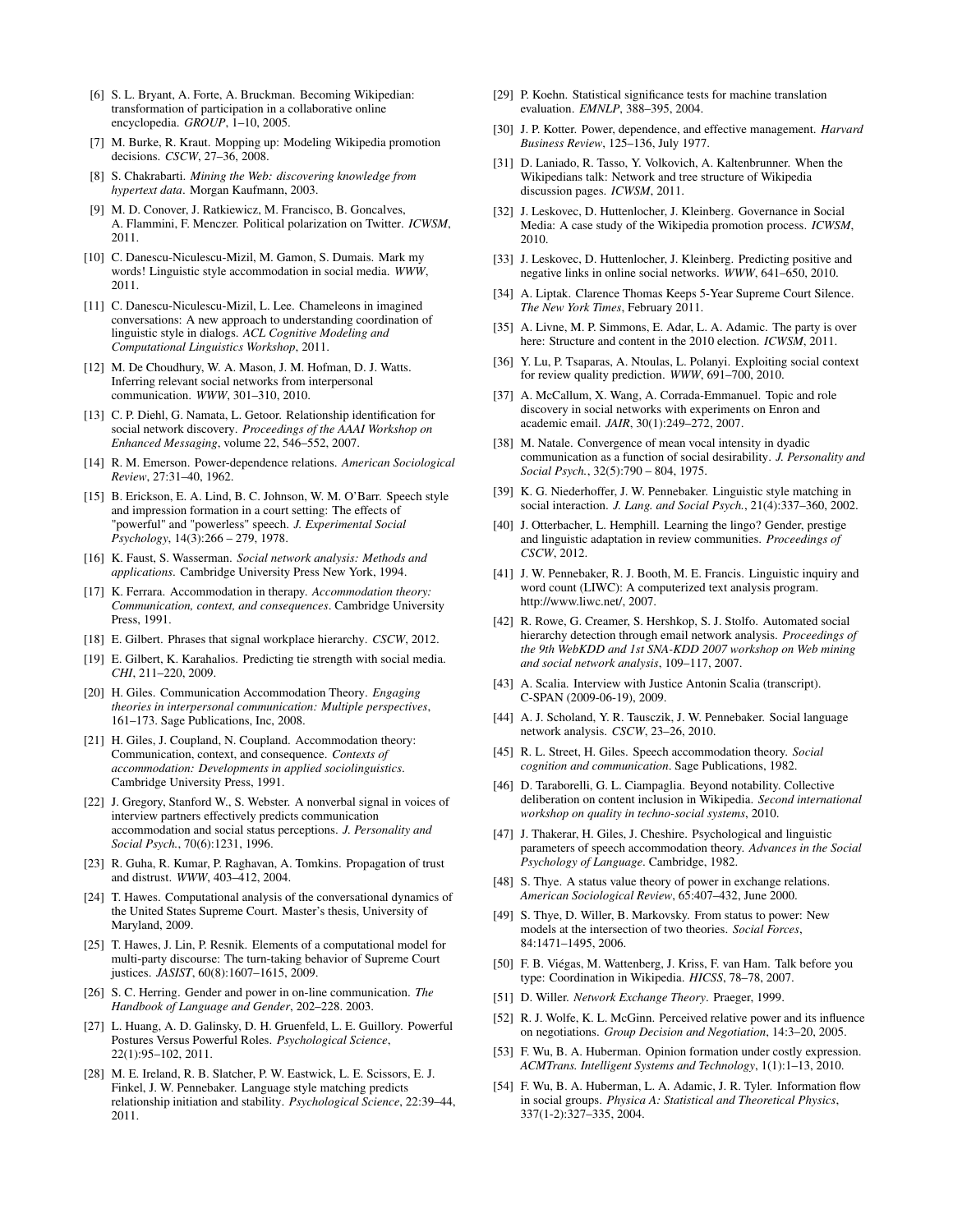[6] S. L. Bryant, A. Forte, A. Bruckman. Becoming Wikipedian: transformation of participation in a collaborative online encyclopedia. *GROUP*, 1–10, 2005.

[7] M. Burke, R. Kraut. Mopping up: Modeling Wikipedia promotion decisions. *CSCW*, 27–36, 2008.

[8] S. Chakrabarti. *Mining the Web: discovering knowledge from hypertext data*. Morgan Kaufmann, 2003.

[9] M. D. Conover, J. Ratkiewicz, M. Francisco, B. Goncalves, A. Flammini, F. Menczer. Political polarization on Twitter. *ICWSM*, 2011.

[10] C. Danescu-Niculescu-Mizil, M. Gamon, S. Dumais. Mark my words! Linguistic style accommodation in social media. *WWW*, 2011.

[11] C. Danescu-Niculescu-Mizil, L. Lee. Chameleons in imagined conversations: A new approach to understanding coordination of linguistic style in dialogs. *ACL Cognitive Modeling and Computational Linguistics Workshop*, 2011.

[12] M. De Choudhury, W. A. Mason, J. M. Hofman, D. J. Watts. Inferring relevant social networks from interpersonal communication. *WWW*, 301–310, 2010.

[13] C. P. Diehl, G. Namata, L. Getoor. Relationship identification for social network discovery. *Proceedings of the AAAI Workshop on Enhanced Messaging*, volume 22, 546–552, 2007.

[14] R. M. Emerson. Power-dependence relations. *American Sociological Review*, 27:31–40, 1962.

[15] B. Erickson, E. A. Lind, B. C. Johnson, W. M. O'Barr. Speech style and impression formation in a court setting: The effects of "powerful" and "powerless" speech. *J. Experimental Social Psychology*, 14(3):266 – 279, 1978.

[16] K. Faust, S. Wasserman. *Social network analysis: Methods and applications*. Cambridge University Press New York, 1994.

[17] K. Ferrara. Accommodation in therapy. *Accommodation theory: Communication, context, and consequences*. Cambridge University Press, 1991.

[18] E. Gilbert. Phrases that signal workplace hierarchy. *CSCW*, 2012.

[19] E. Gilbert, K. Karahalios. Predicting tie strength with social media. *CHI*, 211–220, 2009.

[20] H. Giles. Communication Accommodation Theory. *Engaging theories in interpersonal communication: Multiple perspectives*, 161–173. Sage Publications, Inc, 2008.

[21] H. Giles, J. Coupland, N. Coupland. Accommodation theory: Communication, context, and consequence. *Contexts of accommodation: Developments in applied sociolinguistics*. Cambridge University Press, 1991.

[22] J. Gregory, Stanford W., S. Webster. A nonverbal signal in voices of interview partners effectively predicts communication accommodation and social status perceptions. *J. Personality and Social Psych.*, 70(6):1231, 1996.

[23] R. Guha, R. Kumar, P. Raghavan, A. Tomkins. Propagation of trust and distrust. *WWW*, 403–412, 2004.

[24] T. Hawes. Computational analysis of the conversational dynamics of the United States Supreme Court. Master's thesis, University of Maryland, 2009.

[25] T. Hawes, J. Lin, P. Resnik. Elements of a computational model for multi-party discourse: The turn-taking behavior of Supreme Court justices. *JASIST*, 60(8):1607–1615, 2009.

[26] S. C. Herring. Gender and power in on-line communication. *The Handbook of Language and Gender*, 202–228. 2003.

[27] L. Huang, A. D. Galinsky, D. H. Gruenfeld, L. E. Guillory. Powerful Postures Versus Powerful Roles. *Psychological Science*, 22(1):95–102, 2011.

[28] M. E. Ireland, R. B. Slatcher, P. W. Eastwick, L. E. Scissors, E. J. Finkel, J. W. Pennebaker. Language style matching predicts relationship initiation and stability. *Psychological Science*, 22:39–44, 2011.

[29] P. Koehn. Statistical significance tests for machine translation evaluation. *EMNLP*, 388–395, 2004.

[30] J. P. Kotter. Power, dependence, and effective management. *Harvard Business Review*, 125–136, July 1977.

[31] D. Laniado, R. Tasso, Y. Volkovich, A. Kaltenbrunner. When the Wikipedians talk: Network and tree structure of Wikipedia discussion pages. *ICWSM*, 2011.

[32] J. Leskovec, D. Huttenlocher, J. Kleinberg. Governance in Social Media: A case study of the Wikipedia promotion process. *ICWSM*, 2010.

[33] J. Leskovec, D. Huttenlocher, J. Kleinberg. Predicting positive and negative links in online social networks. *WWW*, 641–650, 2010.

[34] A. Liptak. Clarence Thomas Keeps 5-Year Supreme Court Silence. *The New York Times*, February 2011.

[35] A. Livne, M. P. Simmons, E. Adar, L. A. Adamic. The party is over here: Structure and content in the 2010 election. *ICWSM*, 2011.

[36] Y. Lu, P. Tsaparas, A. Ntoulas, L. Polanyi. Exploiting social context for review quality prediction. *WWW*, 691–700, 2010.

[37] A. McCallum, X. Wang, A. Corrada-Emmanuel. Topic and role discovery in social networks with experiments on Enron and academic email. *JAIR*, 30(1):249–272, 2007.

[38] M. Natale. Convergence of mean vocal intensity in dyadic communication as a function of social desirability. *J. Personality and Social Psych.*, 32(5):790 – 804, 1975.

[39] K. G. Niederhoffer, J. W. Pennebaker. Linguistic style matching in social interaction. *J. Lang. and Social Psych.*, 21(4):337–360, 2002.

[40] J. Otterbacher, L. Hemphill. Learning the lingo? Gender, prestige and linguistic adaptation in review communities. *Proceedings of CSCW*, 2012.

[41] J. W. Pennebaker, R. J. Booth, M. E. Francis. Linguistic inquiry and word count (LIWC): A computerized text analysis program. http://www.liwc.net/, 2007.

[42] R. Rowe, G. Creamer, S. Hershkop, S. J. Stolfo. Automated social hierarchy detection through email network analysis. *Proceedings of the 9th WebKDD and 1st SNA-KDD 2007 workshop on Web mining and social network analysis*, 109–117, 2007.

[43] A. Scalia. Interview with Justice Antonin Scalia (transcript). C-SPAN (2009-06-19), 2009.

[44] A. J. Scholand, Y. R. Tausczik, J. W. Pennebaker. Social language network analysis. *CSCW*, 23–26, 2010.

[45] R. L. Street, H. Giles. Speech accommodation theory. *Social cognition and communication*. Sage Publications, 1982.

[46] D. Taraborelli, G. L. Ciampaglia. Beyond notability. Collective deliberation on content inclusion in Wikipedia. *Second international workshop on quality in techno-social systems*, 2010.

[47] J. Thakerar, H. Giles, J. Cheshire. Psychological and linguistic parameters of speech accommodation theory. *Advances in the Social Psychology of Language*. Cambridge, 1982.

[48] S. Thye. A status value theory of power in exchange relations. *American Sociological Review*, 65:407–432, June 2000.

[49] S. Thye, D. Willer, B. Markovsky. From status to power: New models at the intersection of two theories. *Social Forces*, 84:1471–1495, 2006.

[50] F. B. Viégas, M. Wattenberg, J. Kriss, F. van Ham. Talk before you type: Coordination in Wikipedia. *HICSS*, 78–78, 2007.

[51] D. Willer. *Network Exchange Theory*. Praeger, 1999.

[52] R. J. Wolfe, K. L. McGinn. Perceived relative power and its influence on negotiations. *Group Decision and Negotiation*, 14:3–20, 2005.

[53] F. Wu, B. A. Huberman. Opinion formation under costly expression. *ACMTrans. Intelligent Systems and Technology*, 1(1):1–13, 2010.

[54] F. Wu, B. A. Huberman, L. A. Adamic, J. R. Tyler. Information flow in social groups. *Physica A: Statistical and Theoretical Physics*, 337(1-2):327–335, 2004.